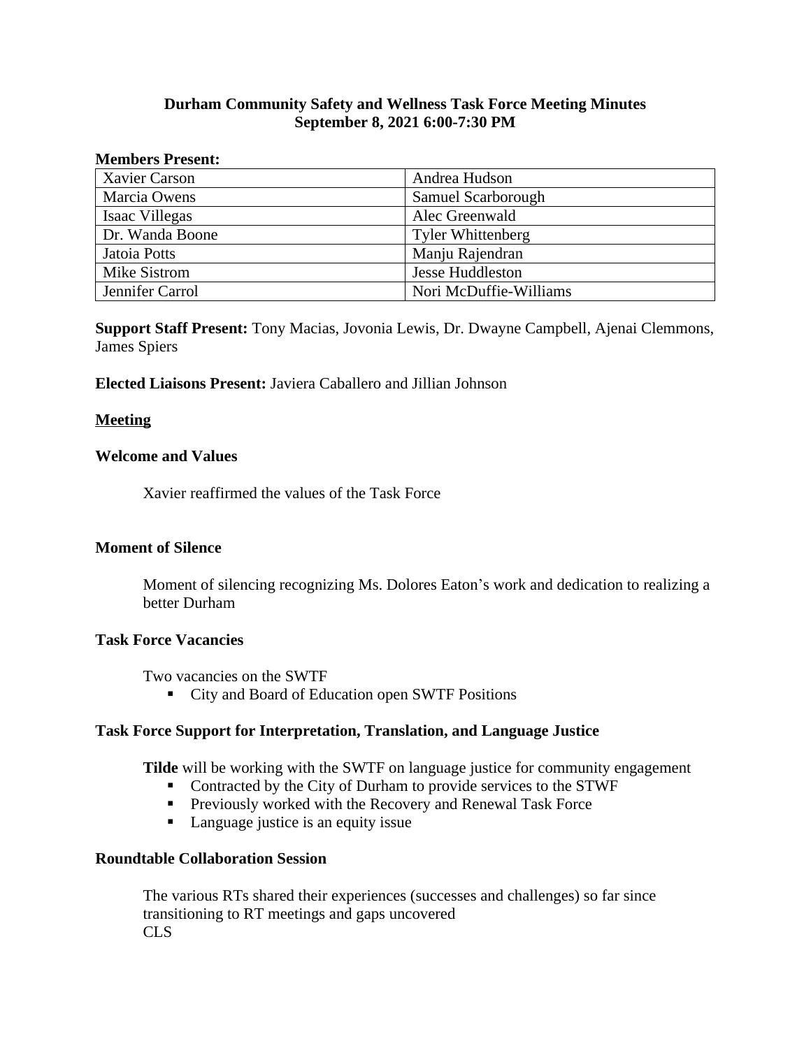**Durham Community Safety and Wellness Task Force Meeting Minutes**
**September 8, 2021 6:00-7:30 PM**

**Members Present:**

| | |
|---|---|
| Xavier Carson | Andrea Hudson |
| Marcia Owens | Samuel Scarborough |
| Isaac Villegas | Alec Greenwald |
| Dr. Wanda Boone | Tyler Whittenberg |
| Jatoia Potts | Manju Rajendran |
| Mike Sistrom | Jesse Huddleston |
| Jennifer Carrol | Nori McDuffie-Williams |

**Support Staff Present:** Tony Macias, Jovonia Lewis, Dr. Dwayne Campbell, Ajenai Clemmons, James Spiers

**Elected Liaisons Present:** Javiera Caballero and Jillian Johnson

**<u>Meeting</u>**

**Welcome and Values**

Xavier reaffirmed the values of the Task Force

**Moment of Silence**

Moment of silencing recognizing Ms. Dolores Eaton's work and dedication to realizing a better Durham

**Task Force Vacancies**

Two vacancies on the SWTF

- City and Board of Education open SWTF Positions

**Task Force Support for Interpretation, Translation, and Language Justice**

**Tilde** will be working with the SWTF on language justice for community engagement

- Contracted by the City of Durham to provide services to the STWF
- Previously worked with the Recovery and Renewal Task Force
- Language justice is an equity issue

**Roundtable Collaboration Session**

The various RTs shared their experiences (successes and challenges) so far since transitioning to RT meetings and gaps uncovered
CLS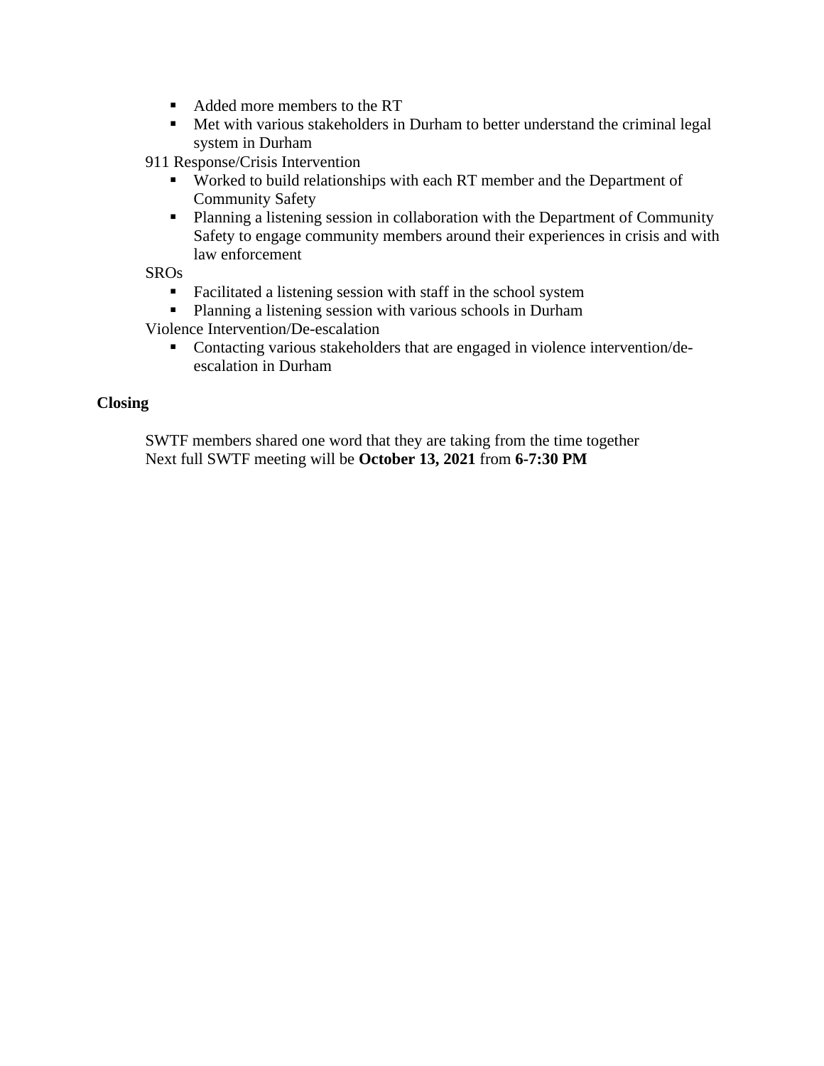- Added more members to the RT
- Met with various stakeholders in Durham to better understand the criminal legal system in Durham

911 Response/Crisis Intervention

- Worked to build relationships with each RT member and the Department of Community Safety
- Planning a listening session in collaboration with the Department of Community Safety to engage community members around their experiences in crisis and with law enforcement

SROs

- Facilitated a listening session with staff in the school system
- Planning a listening session with various schools in Durham

Violence Intervention/De-escalation

- Contacting various stakeholders that are engaged in violence intervention/de-escalation in Durham

**Closing**

SWTF members shared one word that they are taking from the time together
Next full SWTF meeting will be **October 13, 2021** from **6-7:30 PM**